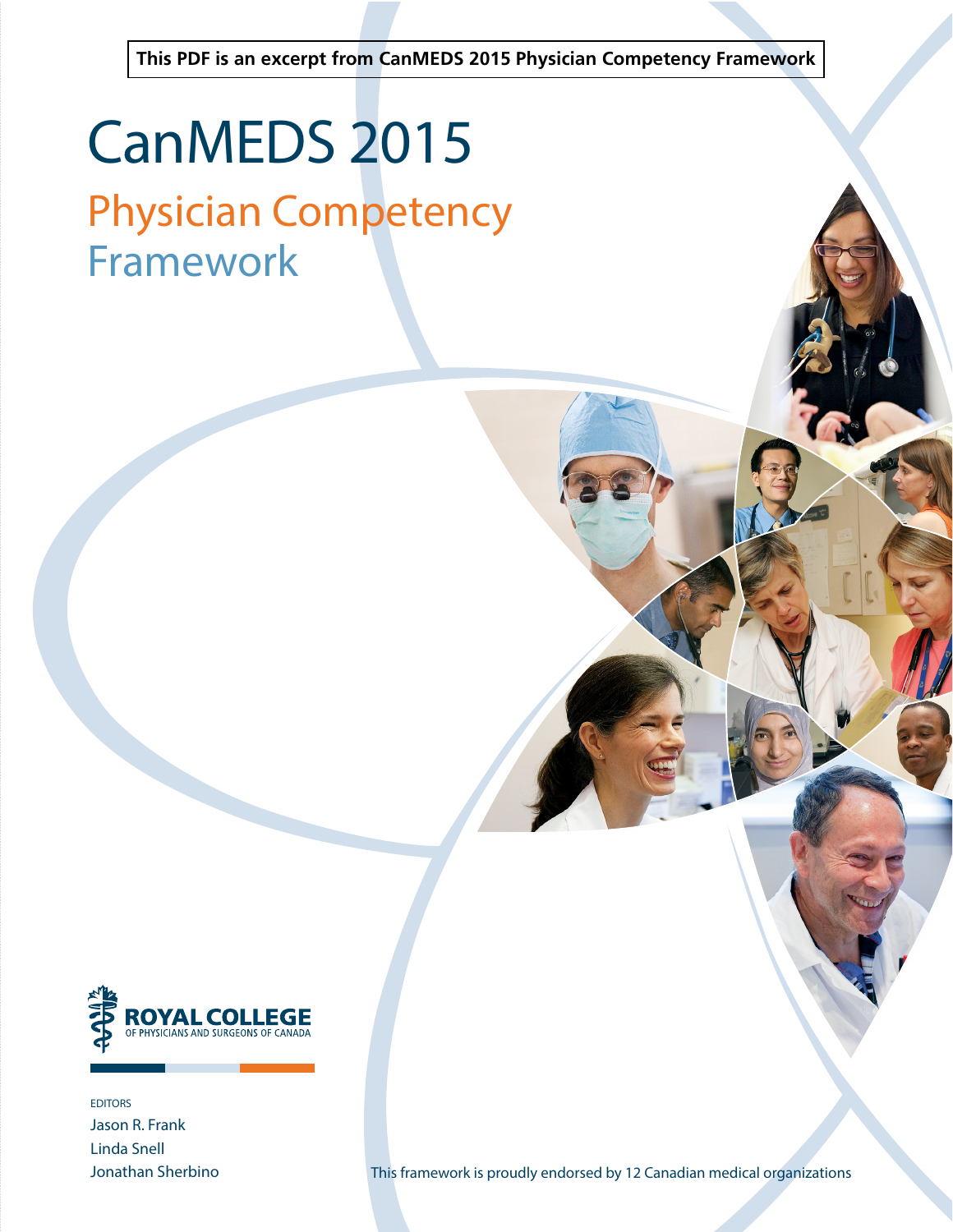**This PDF is an excerpt from CanMEDS 2015 Physician Competency Framework**

# CanMEDS 2015

## Physician Competency Framework

ROYAL COLLEGE OF PHYSICIANS AND SURGEONS OF CANADA

EDITORS

Jason R. Frank
Linda Snell
Jonathan Sherbino

This framework is proudly endorsed by 12 Canadian medical organizations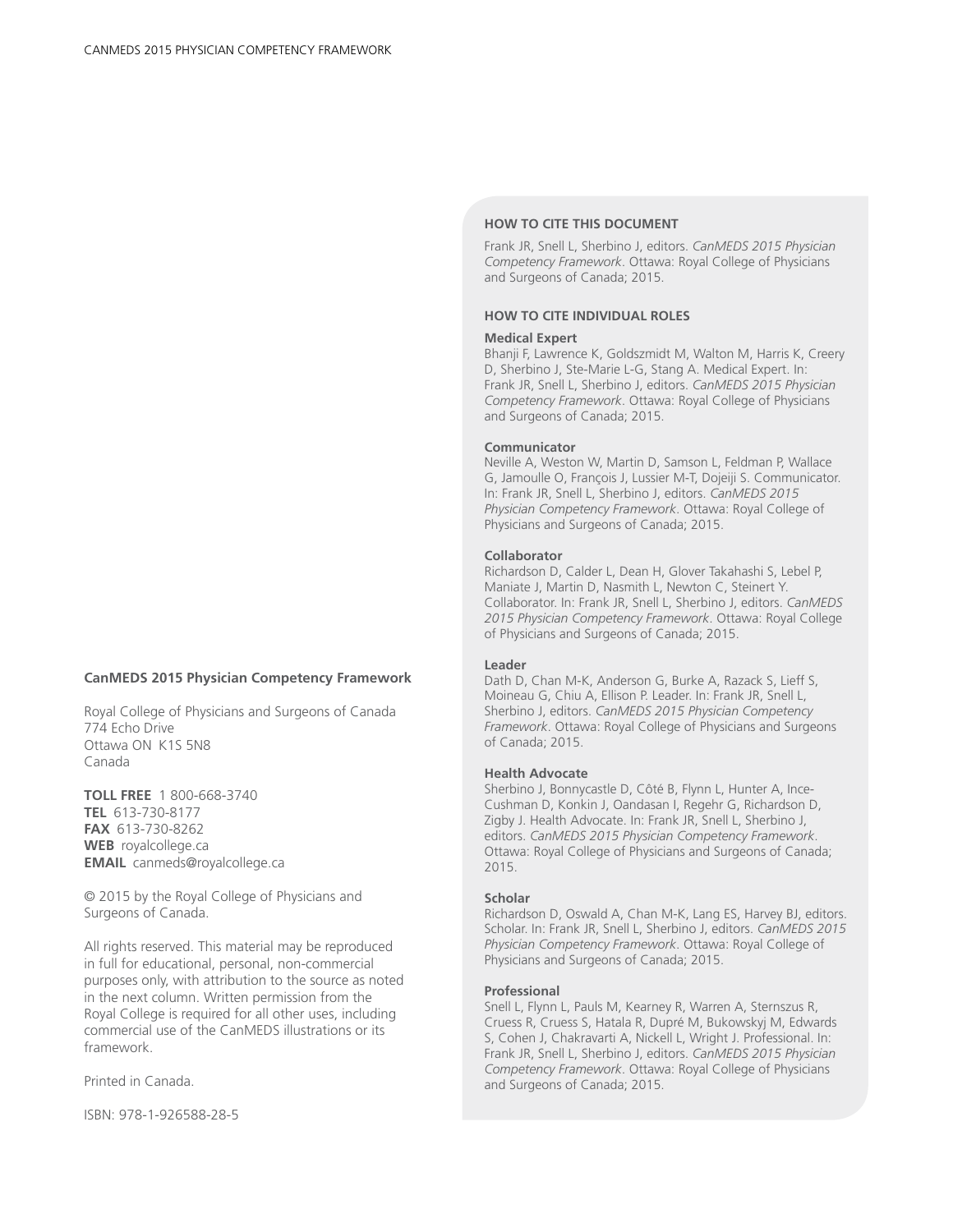**CanMEDS 2015 Physician Competency Framework**

Royal College of Physicians and Surgeons of Canada
774 Echo Drive
Ottawa ON K1S 5N8
Canada

**TOLL FREE** 1 800-668-3740
**TEL** 613-730-8177
**FAX** 613-730-8262
**WEB** royalcollege.ca
**EMAIL** canmeds@royalcollege.ca

© 2015 by the Royal College of Physicians and Surgeons of Canada.

All rights reserved. This material may be reproduced in full for educational, personal, non-commercial purposes only, with attribution to the source as noted in the next column. Written permission from the Royal College is required for all other uses, including commercial use of the CanMEDS illustrations or its framework.

Printed in Canada.

ISBN: 978-1-926588-28-5

#### HOW TO CITE THIS DOCUMENT

Frank JR, Snell L, Sherbino J, editors. *CanMEDS 2015 Physician Competency Framework*. Ottawa: Royal College of Physicians and Surgeons of Canada; 2015.

#### HOW TO CITE INDIVIDUAL ROLES

**Medical Expert**
Bhanji F, Lawrence K, Goldszmidt M, Walton M, Harris K, Creery D, Sherbino J, Ste-Marie L-G, Stang A. Medical Expert. In: Frank JR, Snell L, Sherbino J, editors. *CanMEDS 2015 Physician Competency Framework*. Ottawa: Royal College of Physicians and Surgeons of Canada; 2015.

**Communicator**
Neville A, Weston W, Martin D, Samson L, Feldman P, Wallace G, Jamoulle O, François J, Lussier M-T, Dojeiji S. Communicator. In: Frank JR, Snell L, Sherbino J, editors. *CanMEDS 2015 Physician Competency Framework*. Ottawa: Royal College of Physicians and Surgeons of Canada; 2015.

**Collaborator**
Richardson D, Calder L, Dean H, Glover Takahashi S, Lebel P, Maniate J, Martin D, Nasmith L, Newton C, Steinert Y. Collaborator. In: Frank JR, Snell L, Sherbino J, editors. *CanMEDS 2015 Physician Competency Framework*. Ottawa: Royal College of Physicians and Surgeons of Canada; 2015.

**Leader**
Dath D, Chan M-K, Anderson G, Burke A, Razack S, Lieff S, Moineau G, Chiu A, Ellison P. Leader. In: Frank JR, Snell L, Sherbino J, editors. *CanMEDS 2015 Physician Competency Framework*. Ottawa: Royal College of Physicians and Surgeons of Canada; 2015.

**Health Advocate**
Sherbino J, Bonnycastle D, Côté B, Flynn L, Hunter A, Ince-Cushman D, Konkin J, Oandasan I, Regehr G, Richardson D, Zigby J. Health Advocate. In: Frank JR, Snell L, Sherbino J, editors. *CanMEDS 2015 Physician Competency Framework*. Ottawa: Royal College of Physicians and Surgeons of Canada; 2015.

**Scholar**
Richardson D, Oswald A, Chan M-K, Lang ES, Harvey BJ, editors. Scholar. In: Frank JR, Snell L, Sherbino J, editors. *CanMEDS 2015 Physician Competency Framework*. Ottawa: Royal College of Physicians and Surgeons of Canada; 2015.

**Professional**
Snell L, Flynn L, Pauls M, Kearney R, Warren A, Sternszus R, Cruess R, Cruess S, Hatala R, Dupré M, Bukowskyj M, Edwards S, Cohen J, Chakravarti A, Nickell L, Wright J. Professional. In: Frank JR, Snell L, Sherbino J, editors. *CanMEDS 2015 Physician Competency Framework*. Ottawa: Royal College of Physicians and Surgeons of Canada; 2015.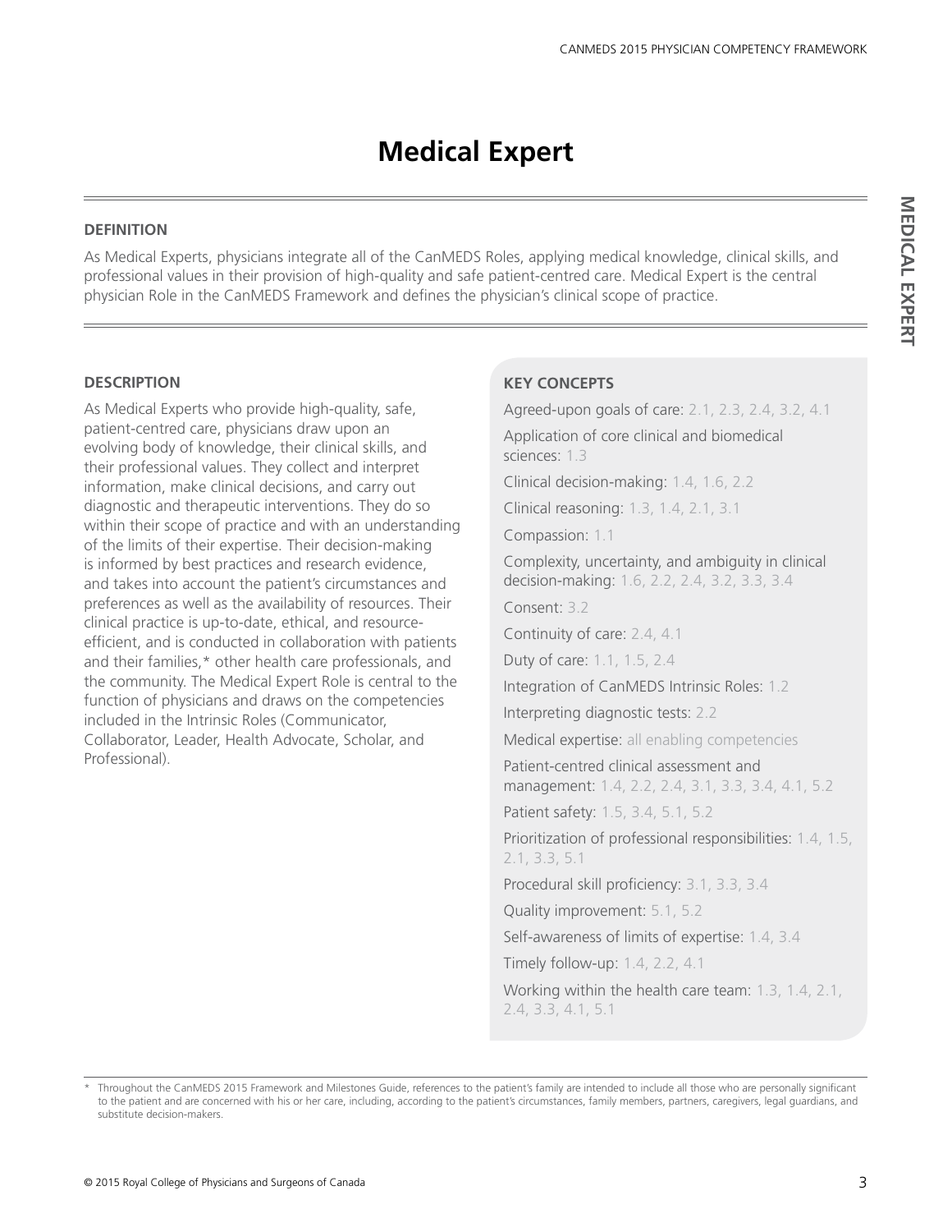# Medical Expert

## DEFINITION

As Medical Experts, physicians integrate all of the CanMEDS Roles, applying medical knowledge, clinical skills, and professional values in their provision of high-quality and safe patient-centred care. Medical Expert is the central physician Role in the CanMEDS Framework and defines the physician's clinical scope of practice.

## DESCRIPTION

As Medical Experts who provide high-quality, safe, patient-centred care, physicians draw upon an evolving body of knowledge, their clinical skills, and their professional values. They collect and interpret information, make clinical decisions, and carry out diagnostic and therapeutic interventions. They do so within their scope of practice and with an understanding of the limits of their expertise. Their decision-making is informed by best practices and research evidence, and takes into account the patient's circumstances and preferences as well as the availability of resources. Their clinical practice is up-to-date, ethical, and resource-efficient, and is conducted in collaboration with patients and their families,* other health care professionals, and the community. The Medical Expert Role is central to the function of physicians and draws on the competencies included in the Intrinsic Roles (Communicator, Collaborator, Leader, Health Advocate, Scholar, and Professional).

## KEY CONCEPTS

Agreed-upon goals of care: 2.1, 2.3, 2.4, 3.2, 4.1

Application of core clinical and biomedical sciences: 1.3

Clinical decision-making: 1.4, 1.6, 2.2

Clinical reasoning: 1.3, 1.4, 2.1, 3.1

Compassion: 1.1

Complexity, uncertainty, and ambiguity in clinical decision-making: 1.6, 2.2, 2.4, 3.2, 3.3, 3.4

Consent: 3.2

Continuity of care: 2.4, 4.1

Duty of care: 1.1, 1.5, 2.4

Integration of CanMEDS Intrinsic Roles: 1.2

Interpreting diagnostic tests: 2.2

Medical expertise: all enabling competencies

Patient-centred clinical assessment and management: 1.4, 2.2, 2.4, 3.1, 3.3, 3.4, 4.1, 5.2

Patient safety: 1.5, 3.4, 5.1, 5.2

Prioritization of professional responsibilities: 1.4, 1.5, 2.1, 3.3, 5.1

Procedural skill proficiency: 3.1, 3.3, 3.4

Quality improvement: 5.1, 5.2

Self-awareness of limits of expertise: 1.4, 3.4

Timely follow-up: 1.4, 2.2, 4.1

Working within the health care team: 1.3, 1.4, 2.1, 2.4, 3.3, 4.1, 5.1

---

* Throughout the CanMEDS 2015 Framework and Milestones Guide, references to the patient's family are intended to include all those who are personally significant to the patient and are concerned with his or her care, including, according to the patient's circumstances, family members, partners, caregivers, legal guardians, and substitute decision-makers.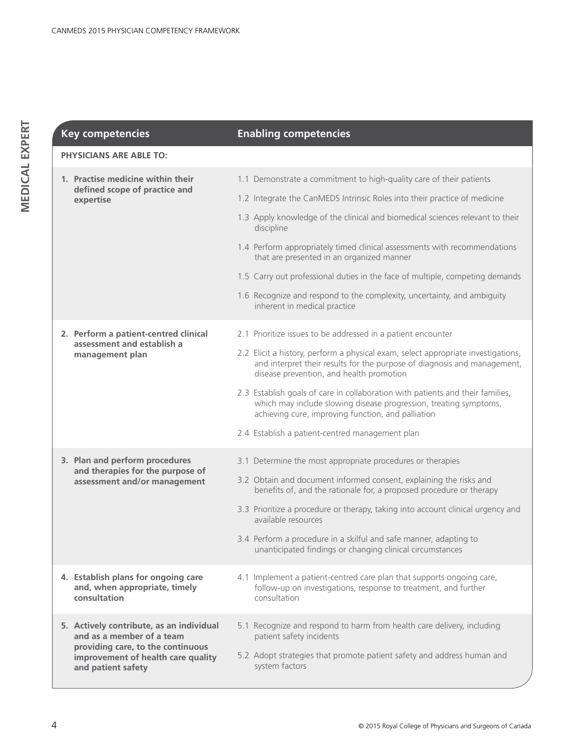## MEDICAL EXPERT

| Key competencies | Enabling competencies |
|---|---|
| **PHYSICIANS ARE ABLE TO:** | |
| **1. Practise medicine within their defined scope of practice and expertise** | 1.1 Demonstrate a commitment to high-quality care of their patients<br>1.2 Integrate the CanMEDS Intrinsic Roles into their practice of medicine<br>1.3 Apply knowledge of the clinical and biomedical sciences relevant to their discipline<br>1.4 Perform appropriately timed clinical assessments with recommendations that are presented in an organized manner<br>1.5 Carry out professional duties in the face of multiple, competing demands<br>1.6 Recognize and respond to the complexity, uncertainty, and ambiguity inherent in medical practice |
| **2. Perform a patient-centred clinical assessment and establish a management plan** | 2.1 Prioritize issues to be addressed in a patient encounter<br>2.2 Elicit a history, perform a physical exam, select appropriate investigations, and interpret their results for the purpose of diagnosis and management, disease prevention, and health promotion<br>2.3 Establish goals of care in collaboration with patients and their families, which may include slowing disease progression, treating symptoms, achieving cure, improving function, and palliation<br>2.4 Establish a patient-centred management plan |
| **3. Plan and perform procedures and therapies for the purpose of assessment and/or management** | 3.1 Determine the most appropriate procedures or therapies<br>3.2 Obtain and document informed consent, explaining the risks and benefits of, and the rationale for, a proposed procedure or therapy<br>3.3 Prioritize a procedure or therapy, taking into account clinical urgency and available resources<br>3.4 Perform a procedure in a skilful and safe manner, adapting to unanticipated findings or changing clinical circumstances |
| **4. Establish plans for ongoing care and, when appropriate, timely consultation** | 4.1 Implement a patient-centred care plan that supports ongoing care, follow-up on investigations, response to treatment, and further consultation |
| **5. Actively contribute, as an individual and as a member of a team providing care, to the continuous improvement of health care quality and patient safety** | 5.1 Recognize and respond to harm from health care delivery, including patient safety incidents<br>5.2 Adopt strategies that promote patient safety and address human and system factors |

© 2015 Royal College of Physicians and Surgeons of Canada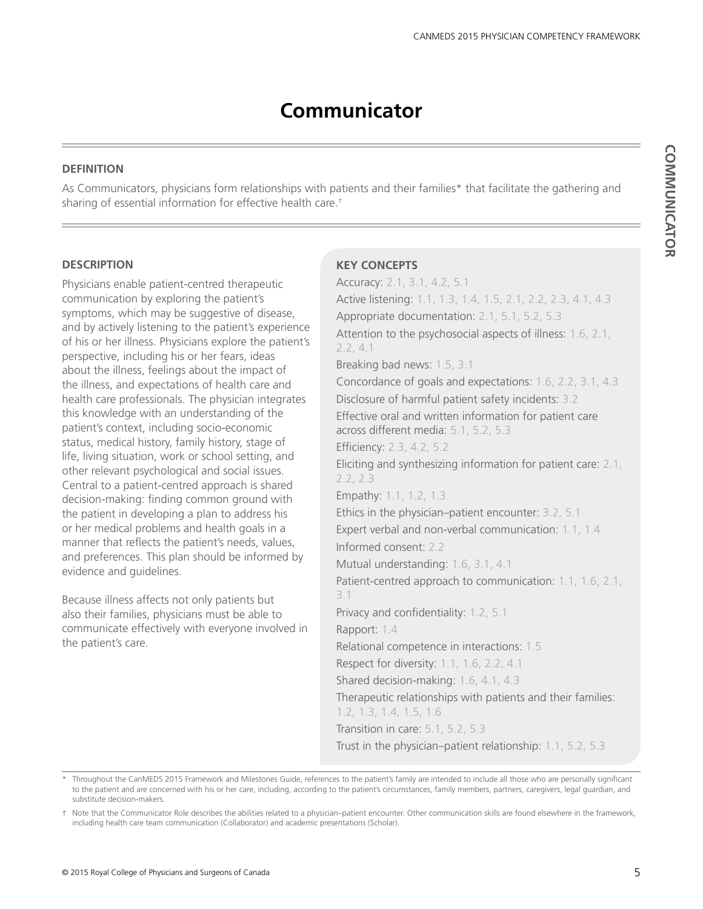# Communicator

**DEFINITION**

As Communicators, physicians form relationships with patients and their families* that facilitate the gathering and sharing of essential information for effective health care.†

**DESCRIPTION**

Physicians enable patient-centred therapeutic communication by exploring the patient's symptoms, which may be suggestive of disease, and by actively listening to the patient's experience of his or her illness. Physicians explore the patient's perspective, including his or her fears, ideas about the illness, feelings about the impact of the illness, and expectations of health care and health care professionals. The physician integrates this knowledge with an understanding of the patient's context, including socio-economic status, medical history, family history, stage of life, living situation, work or school setting, and other relevant psychological and social issues. Central to a patient-centred approach is shared decision-making: finding common ground with the patient in developing a plan to address his or her medical problems and health goals in a manner that reflects the patient's needs, values, and preferences. This plan should be informed by evidence and guidelines.

Because illness affects not only patients but also their families, physicians must be able to communicate effectively with everyone involved in the patient's care.

**KEY CONCEPTS**

Accuracy: 2.1, 3.1, 4.2, 5.1

Active listening: 1.1, 1.3, 1.4, 1.5, 2.1, 2.2, 2.3, 4.1, 4.3

Appropriate documentation: 2.1, 5.1, 5.2, 5.3

Attention to the psychosocial aspects of illness: 1.6, 2.1, 2.2, 4.1

Breaking bad news: 1.5, 3.1

Concordance of goals and expectations: 1.6, 2.2, 3.1, 4.3

Disclosure of harmful patient safety incidents: 3.2

Effective oral and written information for patient care across different media: 5.1, 5.2, 5.3

Efficiency: 2.3, 4.2, 5.2

Eliciting and synthesizing information for patient care: 2.1, 2.2, 2.3

Empathy: 1.1, 1.2, 1.3

Ethics in the physician–patient encounter: 3.2, 5.1

Expert verbal and non-verbal communication: 1.1, 1.4

Informed consent: 2.2

Mutual understanding: 1.6, 3.1, 4.1

Patient-centred approach to communication: 1.1, 1.6, 2.1, 3.1

Privacy and confidentiality: 1.2, 5.1

Rapport: 1.4

Relational competence in interactions: 1.5

Respect for diversity: 1.1, 1.6, 2.2, 4.1

Shared decision-making: 1.6, 4.1, 4.3

Therapeutic relationships with patients and their families: 1.2, 1.3, 1.4, 1.5, 1.6

Transition in care: 5.1, 5.2, 5.3

Trust in the physician–patient relationship: 1.1, 5.2, 5.3

---

\* Throughout the CanMEDS 2015 Framework and Milestones Guide, references to the patient's family are intended to include all those who are personally significant to the patient and are concerned with his or her care, including, according to the patient's circumstances, family members, partners, caregivers, legal guardian, and substitute decision-makers.

† Note that the Communicator Role describes the abilities related to a physician–patient encounter. Other communication skills are found elsewhere in the framework, including health care team communication (Collaborator) and academic presentations (Scholar).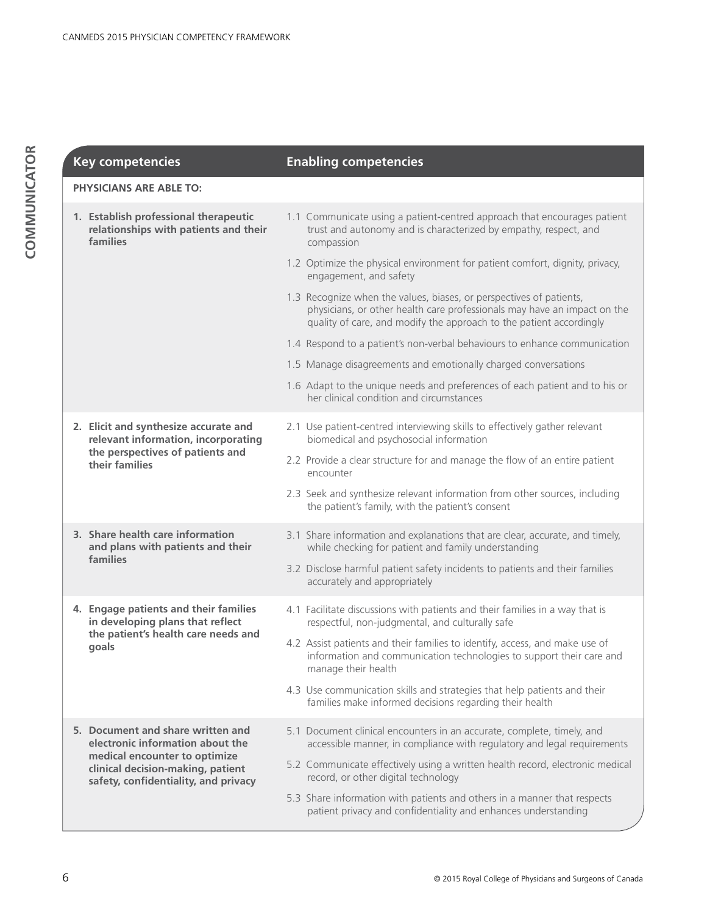| Key competencies | Enabling competencies |
| --- | --- |
| **PHYSICIANS ARE ABLE TO:** | |
| **1. Establish professional therapeutic relationships with patients and their families** | 1.1 Communicate using a patient-centred approach that encourages patient trust and autonomy and is characterized by empathy, respect, and compassion |
| | 1.2 Optimize the physical environment for patient comfort, dignity, privacy, engagement, and safety |
| | 1.3 Recognize when the values, biases, or perspectives of patients, physicians, or other health care professionals may have an impact on the quality of care, and modify the approach to the patient accordingly |
| | 1.4 Respond to a patient's non-verbal behaviours to enhance communication |
| | 1.5 Manage disagreements and emotionally charged conversations |
| | 1.6 Adapt to the unique needs and preferences of each patient and to his or her clinical condition and circumstances |
| **2. Elicit and synthesize accurate and relevant information, incorporating the perspectives of patients and their families** | 2.1 Use patient-centred interviewing skills to effectively gather relevant biomedical and psychosocial information |
| | 2.2 Provide a clear structure for and manage the flow of an entire patient encounter |
| | 2.3 Seek and synthesize relevant information from other sources, including the patient's family, with the patient's consent |
| **3. Share health care information and plans with patients and their families** | 3.1 Share information and explanations that are clear, accurate, and timely, while checking for patient and family understanding |
| | 3.2 Disclose harmful patient safety incidents to patients and their families accurately and appropriately |
| **4. Engage patients and their families in developing plans that reflect the patient's health care needs and goals** | 4.1 Facilitate discussions with patients and their families in a way that is respectful, non-judgmental, and culturally safe |
| | 4.2 Assist patients and their families to identify, access, and make use of information and communication technologies to support their care and manage their health |
| | 4.3 Use communication skills and strategies that help patients and their families make informed decisions regarding their health |
| **5. Document and share written and electronic information about the medical encounter to optimize clinical decision-making, patient safety, confidentiality, and privacy** | 5.1 Document clinical encounters in an accurate, complete, timely, and accessible manner, in compliance with regulatory and legal requirements |
| | 5.2 Communicate effectively using a written health record, electronic medical record, or other digital technology |
| | 5.3 Share information with patients and others in a manner that respects patient privacy and confidentiality and enhances understanding |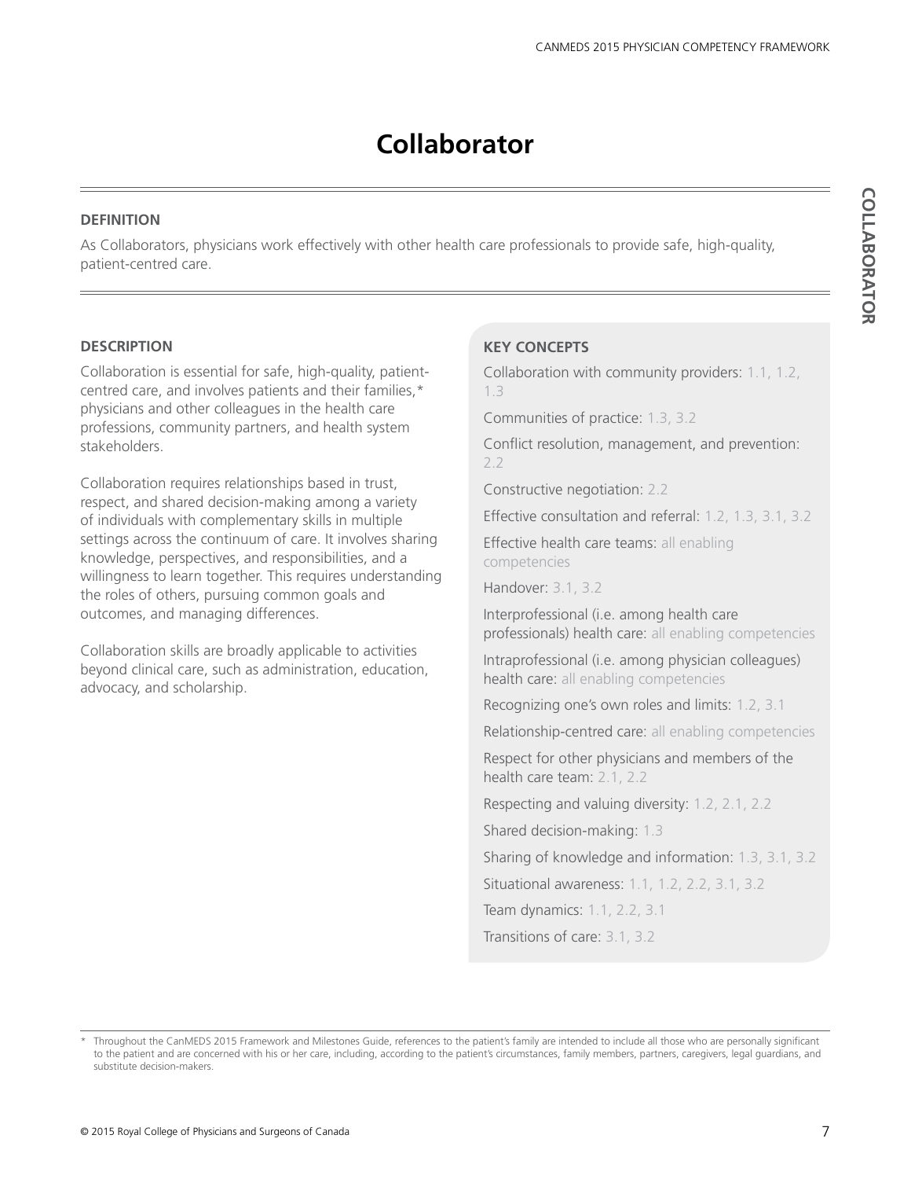# Collaborator

**DEFINITION**

As Collaborators, physicians work effectively with other health care professionals to provide safe, high-quality, patient-centred care.

**DESCRIPTION**

Collaboration is essential for safe, high-quality, patient-centred care, and involves patients and their families,* physicians and other colleagues in the health care professions, community partners, and health system stakeholders.

Collaboration requires relationships based in trust, respect, and shared decision-making among a variety of individuals with complementary skills in multiple settings across the continuum of care. It involves sharing knowledge, perspectives, and responsibilities, and a willingness to learn together. This requires understanding the roles of others, pursuing common goals and outcomes, and managing differences.

Collaboration skills are broadly applicable to activities beyond clinical care, such as administration, education, advocacy, and scholarship.

**KEY CONCEPTS**

Collaboration with community providers: 1.1, 1.2, 1.3

Communities of practice: 1.3, 3.2

Conflict resolution, management, and prevention: 2.2

Constructive negotiation: 2.2

Effective consultation and referral: 1.2, 1.3, 3.1, 3.2

Effective health care teams: all enabling competencies

Handover: 3.1, 3.2

Interprofessional (i.e. among health care professionals) health care: all enabling competencies

Intraprofessional (i.e. among physician colleagues) health care: all enabling competencies

Recognizing one's own roles and limits: 1.2, 3.1

Relationship-centred care: all enabling competencies

Respect for other physicians and members of the health care team: 2.1, 2.2

Respecting and valuing diversity: 1.2, 2.1, 2.2

Shared decision-making: 1.3

Sharing of knowledge and information: 1.3, 3.1, 3.2

Situational awareness: 1.1, 1.2, 2.2, 3.1, 3.2

Team dynamics: 1.1, 2.2, 3.1

Transitions of care: 3.1, 3.2

* Throughout the CanMEDS 2015 Framework and Milestones Guide, references to the patient's family are intended to include all those who are personally significant to the patient and are concerned with his or her care, including, according to the patient's circumstances, family members, partners, caregivers, legal guardians, and substitute decision-makers.

© 2015 Royal College of Physicians and Surgeons of Canada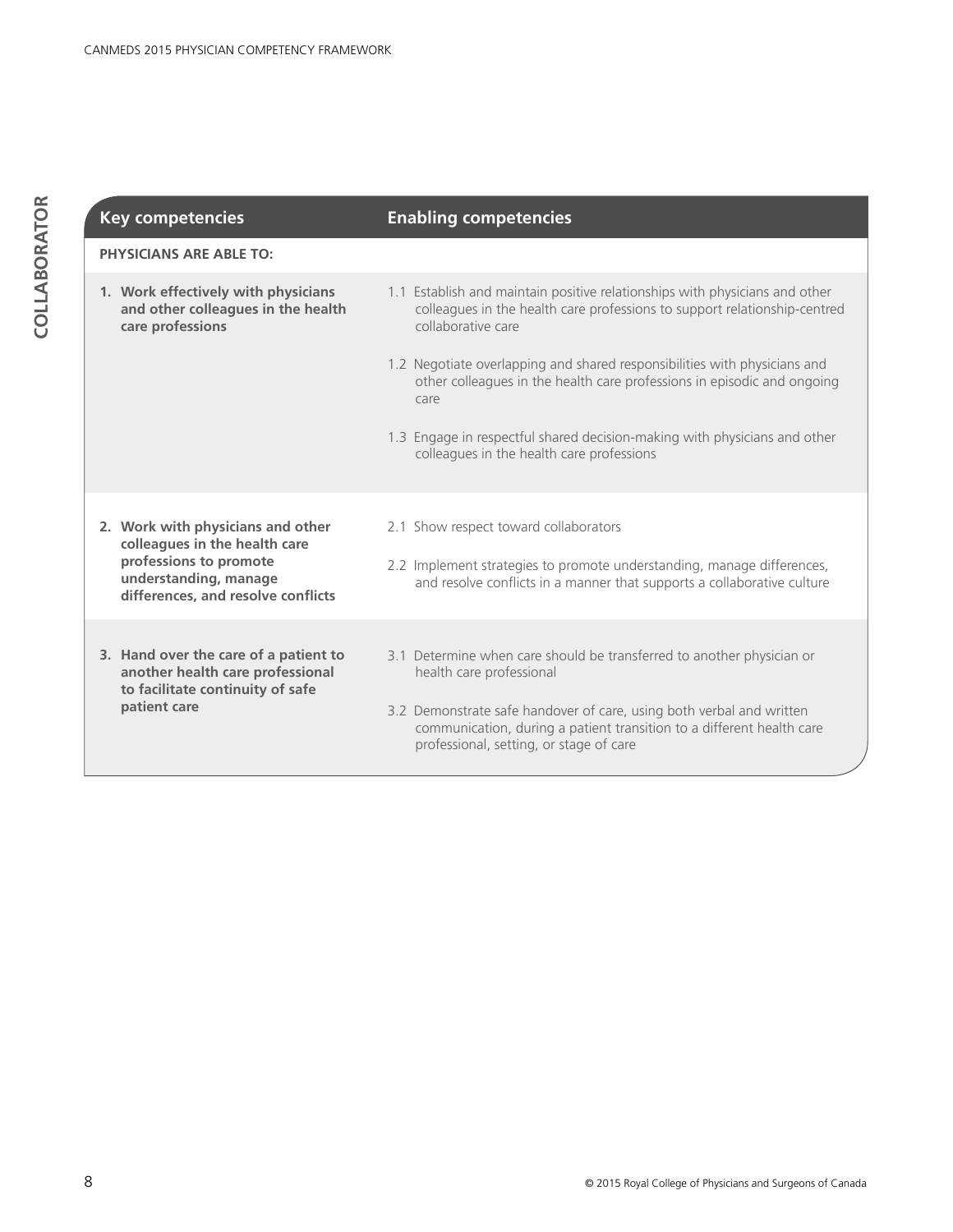# COLLABORATOR

| Key competencies | Enabling competencies |
|---|---|
| **PHYSICIANS ARE ABLE TO:** | |
| **1. Work effectively with physicians and other colleagues in the health care professions** | 1.1 Establish and maintain positive relationships with physicians and other colleagues in the health care professions to support relationship-centred collaborative care<br><br>1.2 Negotiate overlapping and shared responsibilities with physicians and other colleagues in the health care professions in episodic and ongoing care<br><br>1.3 Engage in respectful shared decision-making with physicians and other colleagues in the health care professions |
| **2. Work with physicians and other colleagues in the health care professions to promote understanding, manage differences, and resolve conflicts** | 2.1 Show respect toward collaborators<br><br>2.2 Implement strategies to promote understanding, manage differences, and resolve conflicts in a manner that supports a collaborative culture |
| **3. Hand over the care of a patient to another health care professional to facilitate continuity of safe patient care** | 3.1 Determine when care should be transferred to another physician or health care professional<br><br>3.2 Demonstrate safe handover of care, using both verbal and written communication, during a patient transition to a different health care professional, setting, or stage of care |

© 2015 Royal College of Physicians and Surgeons of Canada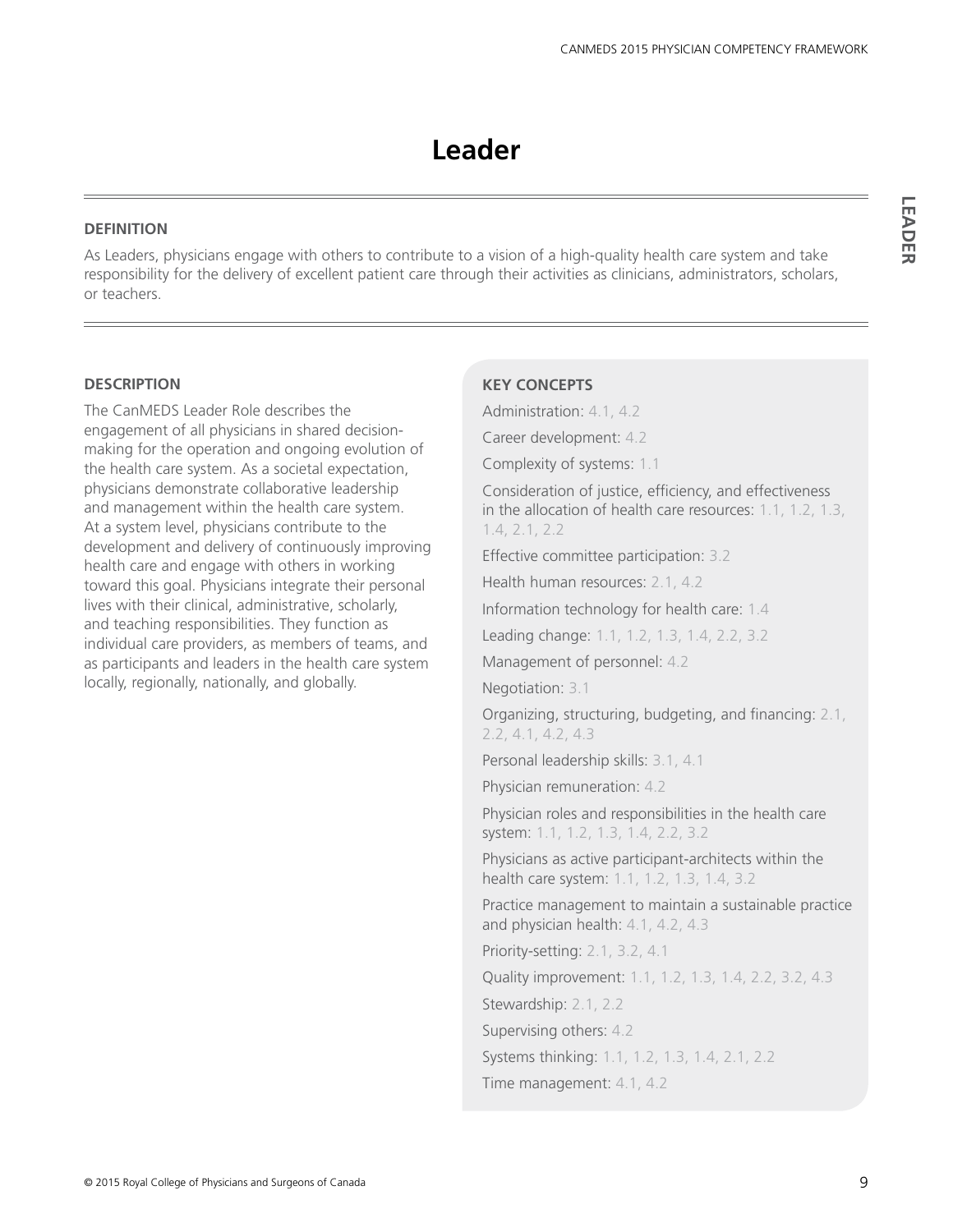# Leader

**DEFINITION**

As Leaders, physicians engage with others to contribute to a vision of a high-quality health care system and take responsibility for the delivery of excellent patient care through their activities as clinicians, administrators, scholars, or teachers.

**DESCRIPTION**

The CanMEDS Leader Role describes the engagement of all physicians in shared decision-making for the operation and ongoing evolution of the health care system. As a societal expectation, physicians demonstrate collaborative leadership and management within the health care system. At a system level, physicians contribute to the development and delivery of continuously improving health care and engage with others in working toward this goal. Physicians integrate their personal lives with their clinical, administrative, scholarly, and teaching responsibilities. They function as individual care providers, as members of teams, and as participants and leaders in the health care system locally, regionally, nationally, and globally.

**KEY CONCEPTS**

Administration: 4.1, 4.2

Career development: 4.2

Complexity of systems: 1.1

Consideration of justice, efficiency, and effectiveness in the allocation of health care resources: 1.1, 1.2, 1.3, 1.4, 2.1, 2.2

Effective committee participation: 3.2

Health human resources: 2.1, 4.2

Information technology for health care: 1.4

Leading change: 1.1, 1.2, 1.3, 1.4, 2.2, 3.2

Management of personnel: 4.2

Negotiation: 3.1

Organizing, structuring, budgeting, and financing: 2.1, 2.2, 4.1, 4.2, 4.3

Personal leadership skills: 3.1, 4.1

Physician remuneration: 4.2

Physician roles and responsibilities in the health care system: 1.1, 1.2, 1.3, 1.4, 2.2, 3.2

Physicians as active participant-architects within the health care system: 1.1, 1.2, 1.3, 1.4, 3.2

Practice management to maintain a sustainable practice and physician health: 4.1, 4.2, 4.3

Priority-setting: 2.1, 3.2, 4.1

Quality improvement: 1.1, 1.2, 1.3, 1.4, 2.2, 3.2, 4.3

Stewardship: 2.1, 2.2

Supervising others: 4.2

Systems thinking: 1.1, 1.2, 1.3, 1.4, 2.1, 2.2

Time management: 4.1, 4.2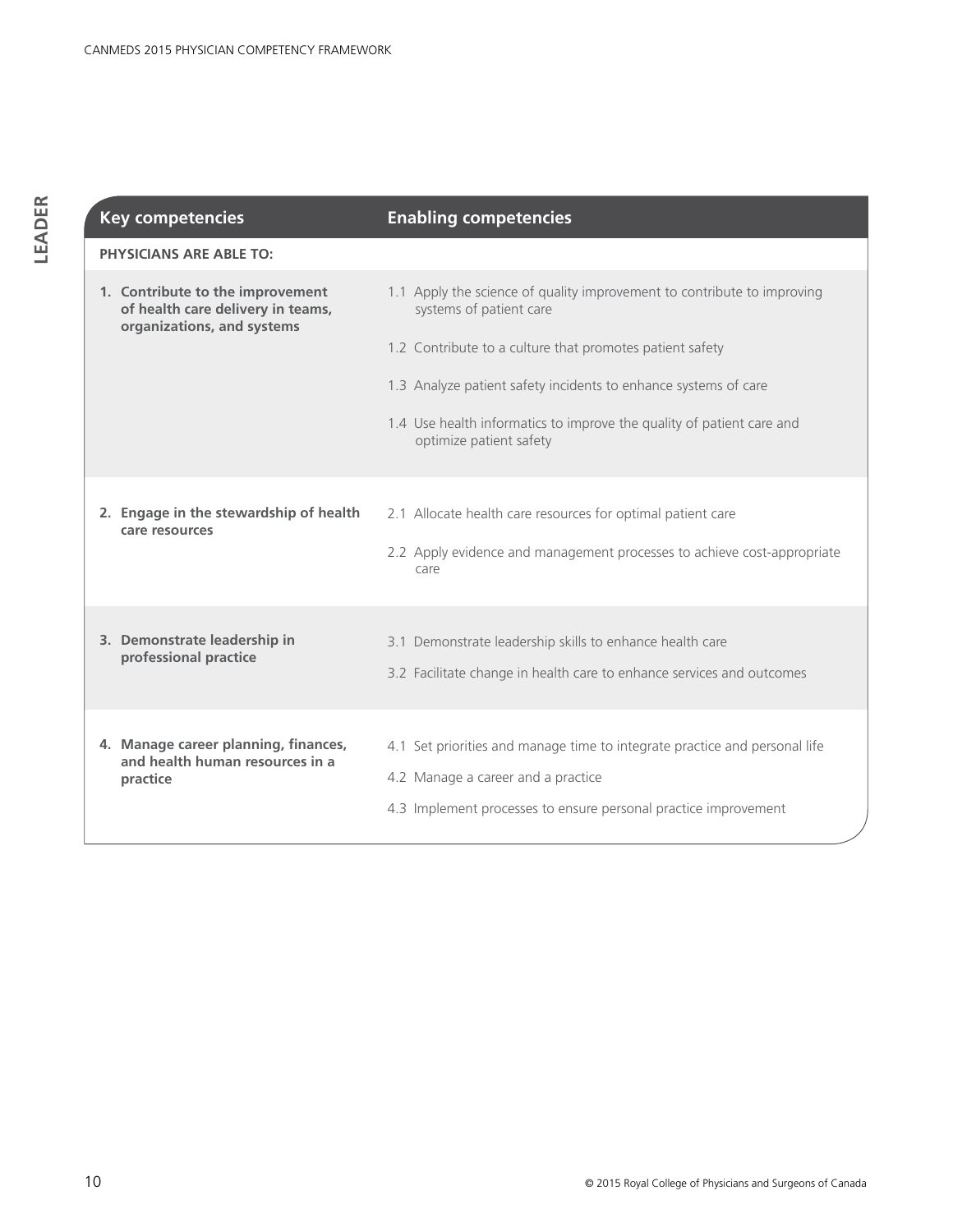## LEADER

| Key competencies | Enabling competencies |
|---|---|
| **PHYSICIANS ARE ABLE TO:** | |
| **1. Contribute to the improvement of health care delivery in teams, organizations, and systems** | 1.1 Apply the science of quality improvement to contribute to improving systems of patient care<br>1.2 Contribute to a culture that promotes patient safety<br>1.3 Analyze patient safety incidents to enhance systems of care<br>1.4 Use health informatics to improve the quality of patient care and optimize patient safety |
| **2. Engage in the stewardship of health care resources** | 2.1 Allocate health care resources for optimal patient care<br>2.2 Apply evidence and management processes to achieve cost-appropriate care |
| **3. Demonstrate leadership in professional practice** | 3.1 Demonstrate leadership skills to enhance health care<br>3.2 Facilitate change in health care to enhance services and outcomes |
| **4. Manage career planning, finances, and health human resources in a practice** | 4.1 Set priorities and manage time to integrate practice and personal life<br>4.2 Manage a career and a practice<br>4.3 Implement processes to ensure personal practice improvement |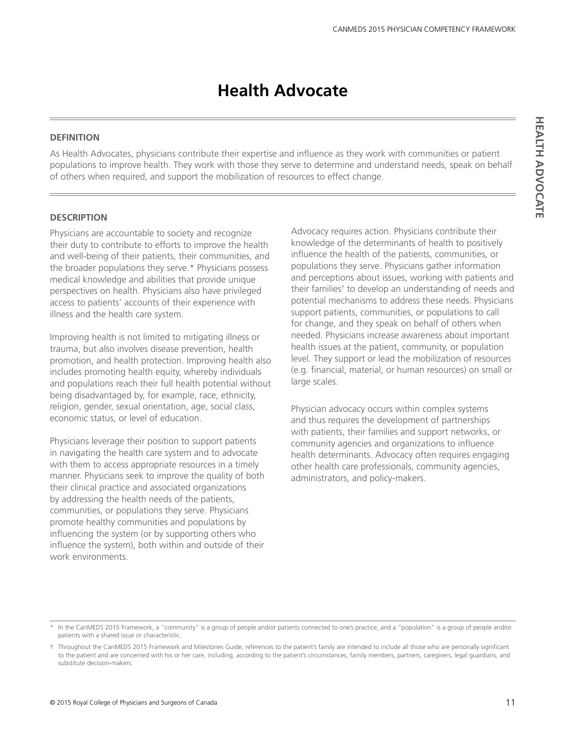# Health Advocate

## DEFINITION

As Health Advocates, physicians contribute their expertise and influence as they work with communities or patient populations to improve health. They work with those they serve to determine and understand needs, speak on behalf of others when required, and support the mobilization of resources to effect change.

## DESCRIPTION

Physicians are accountable to society and recognize their duty to contribute to efforts to improve the health and well-being of their patients, their communities, and the broader populations they serve.* Physicians possess medical knowledge and abilities that provide unique perspectives on health. Physicians also have privileged access to patients' accounts of their experience with illness and the health care system.

Improving health is not limited to mitigating illness or trauma, but also involves disease prevention, health promotion, and health protection. Improving health also includes promoting health equity, whereby individuals and populations reach their full health potential without being disadvantaged by, for example, race, ethnicity, religion, gender, sexual orientation, age, social class, economic status, or level of education.

Physicians leverage their position to support patients in navigating the health care system and to advocate with them to access appropriate resources in a timely manner. Physicians seek to improve the quality of both their clinical practice and associated organizations by addressing the health needs of the patients, communities, or populations they serve. Physicians promote healthy communities and populations by influencing the system (or by supporting others who influence the system), both within and outside of their work environments.

Advocacy requires action. Physicians contribute their knowledge of the determinants of health to positively influence the health of the patients, communities, or populations they serve. Physicians gather information and perceptions about issues, working with patients and their families† to develop an understanding of needs and potential mechanisms to address these needs. Physicians support patients, communities, or populations to call for change, and they speak on behalf of others when needed. Physicians increase awareness about important health issues at the patient, community, or population level. They support or lead the mobilization of resources (e.g. financial, material, or human resources) on small or large scales.

Physician advocacy occurs within complex systems and thus requires the development of partnerships with patients, their families and support networks, or community agencies and organizations to influence health determinants. Advocacy often requires engaging other health care professionals, community agencies, administrators, and policy-makers.

---

\* In the CanMEDS 2015 Framework, a "community" is a group of people and/or patients connected to one's practice, and a "population" is a group of people and/or patients with a shared issue or characteristic.

† Throughout the CanMEDS 2015 Framework and Milestones Guide, references to the patient's family are intended to include all those who are personally significant to the patient and are concerned with his or her care, including, according to the patient's circumstances, family members, partners, caregivers, legal guardians, and substitute decision-makers.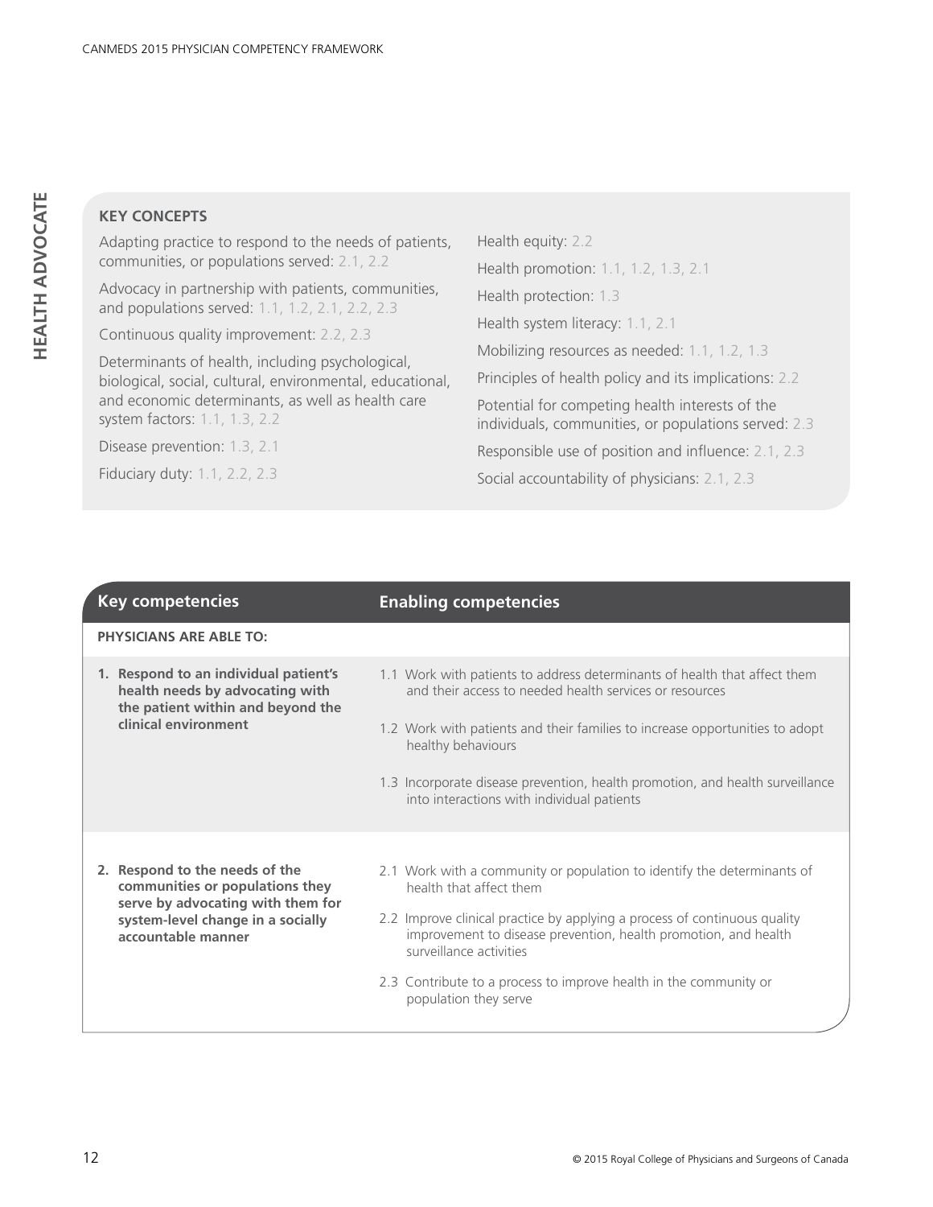### KEY CONCEPTS

Adapting practice to respond to the needs of patients, communities, or populations served: 2.1, 2.2

Advocacy in partnership with patients, communities, and populations served: 1.1, 1.2, 2.1, 2.2, 2.3

Continuous quality improvement: 2.2, 2.3

Determinants of health, including psychological, biological, social, cultural, environmental, educational, and economic determinants, as well as health care system factors: 1.1, 1.3, 2.2

Disease prevention: 1.3, 2.1

Fiduciary duty: 1.1, 2.2, 2.3

Health equity: 2.2

Health promotion: 1.1, 1.2, 1.3, 2.1

Health protection: 1.3

Health system literacy: 1.1, 2.1

Mobilizing resources as needed: 1.1, 1.2, 1.3

Principles of health policy and its implications: 2.2

Potential for competing health interests of the individuals, communities, or populations served: 2.3

Responsible use of position and influence: 2.1, 2.3

Social accountability of physicians: 2.1, 2.3

| Key competencies | Enabling competencies |
| --- | --- |
| **PHYSICIANS ARE ABLE TO:** | |
| **1. Respond to an individual patient's health needs by advocating with the patient within and beyond the clinical environment** | 1.1 Work with patients to address determinants of health that affect them and their access to needed health services or resources<br>1.2 Work with patients and their families to increase opportunities to adopt healthy behaviours<br>1.3 Incorporate disease prevention, health promotion, and health surveillance into interactions with individual patients |
| **2. Respond to the needs of the communities or populations they serve by advocating with them for system-level change in a socially accountable manner** | 2.1 Work with a community or population to identify the determinants of health that affect them<br>2.2 Improve clinical practice by applying a process of continuous quality improvement to disease prevention, health promotion, and health surveillance activities<br>2.3 Contribute to a process to improve health in the community or population they serve |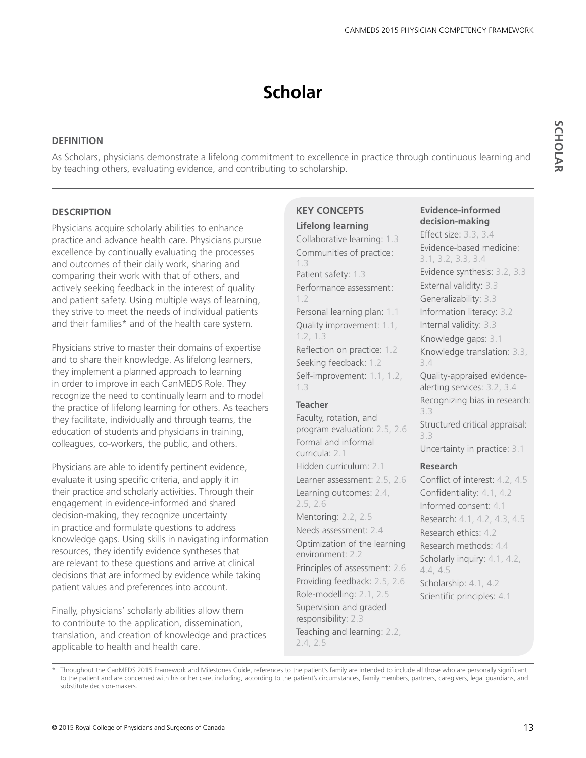# Scholar

## DEFINITION

As Scholars, physicians demonstrate a lifelong commitment to excellence in practice through continuous learning and by teaching others, evaluating evidence, and contributing to scholarship.

## DESCRIPTION

Physicians acquire scholarly abilities to enhance practice and advance health care. Physicians pursue excellence by continually evaluating the processes and outcomes of their daily work, sharing and comparing their work with that of others, and actively seeking feedback in the interest of quality and patient safety. Using multiple ways of learning, they strive to meet the needs of individual patients and their families* and of the health care system.

Physicians strive to master their domains of expertise and to share their knowledge. As lifelong learners, they implement a planned approach to learning in order to improve in each CanMEDS Role. They recognize the need to continually learn and to model the practice of lifelong learning for others. As teachers they facilitate, individually and through teams, the education of students and physicians in training, colleagues, co-workers, the public, and others.

Physicians are able to identify pertinent evidence, evaluate it using specific criteria, and apply it in their practice and scholarly activities. Through their engagement in evidence-informed and shared decision-making, they recognize uncertainty in practice and formulate questions to address knowledge gaps. Using skills in navigating information resources, they identify evidence syntheses that are relevant to these questions and arrive at clinical decisions that are informed by evidence while taking patient values and preferences into account.

Finally, physicians' scholarly abilities allow them to contribute to the application, dissemination, translation, and creation of knowledge and practices applicable to health and health care.

## KEY CONCEPTS

**Lifelong learning**

- Collaborative learning: 1.3
- Communities of practice: 1.3
- Patient safety: 1.3
- Performance assessment: 1.2
- Personal learning plan: 1.1
- Quality improvement: 1.1, 1.2, 1.3
- Reflection on practice: 1.2
- Seeking feedback: 1.2
- Self-improvement: 1.1, 1.2, 1.3

**Teacher**

- Faculty, rotation, and program evaluation: 2.5, 2.6
- Formal and informal curricula: 2.1
- Hidden curriculum: 2.1
- Learner assessment: 2.5, 2.6
- Learning outcomes: 2.4, 2.5, 2.6
- Mentoring: 2.2, 2.5
- Needs assessment: 2.4
- Optimization of the learning environment: 2.2
- Principles of assessment: 2.6
- Providing feedback: 2.5, 2.6
- Role-modelling: 2.1, 2.5
- Supervision and graded responsibility: 2.3
- Teaching and learning: 2.2, 2.4, 2.5

**Evidence-informed decision-making**

- Effect size: 3.3, 3.4
- Evidence-based medicine: 3.1, 3.2, 3.3, 3.4
- Evidence synthesis: 3.2, 3.3
- External validity: 3.3
- Generalizability: 3.3
- Information literacy: 3.2
- Internal validity: 3.3
- Knowledge gaps: 3.1
- Knowledge translation: 3.3, 3.4
- Quality-appraised evidence-alerting services: 3.2, 3.4
- Recognizing bias in research: 3.3
- Structured critical appraisal: 3.3
- Uncertainty in practice: 3.1

**Research**

- Conflict of interest: 4.2, 4.5
- Confidentiality: 4.1, 4.2
- Informed consent: 4.1
- Research: 4.1, 4.2, 4.3, 4.5
- Research ethics: 4.2
- Research methods: 4.4
- Scholarly inquiry: 4.1, 4.2, 4.4, 4.5
- Scholarship: 4.1, 4.2
- Scientific principles: 4.1

\* Throughout the CanMEDS 2015 Framework and Milestones Guide, references to the patient's family are intended to include all those who are personally significant to the patient and are concerned with his or her care, including, according to the patient's circumstances, family members, partners, caregivers, legal guardians, and substitute decision-makers.

© 2015 Royal College of Physicians and Surgeons of Canada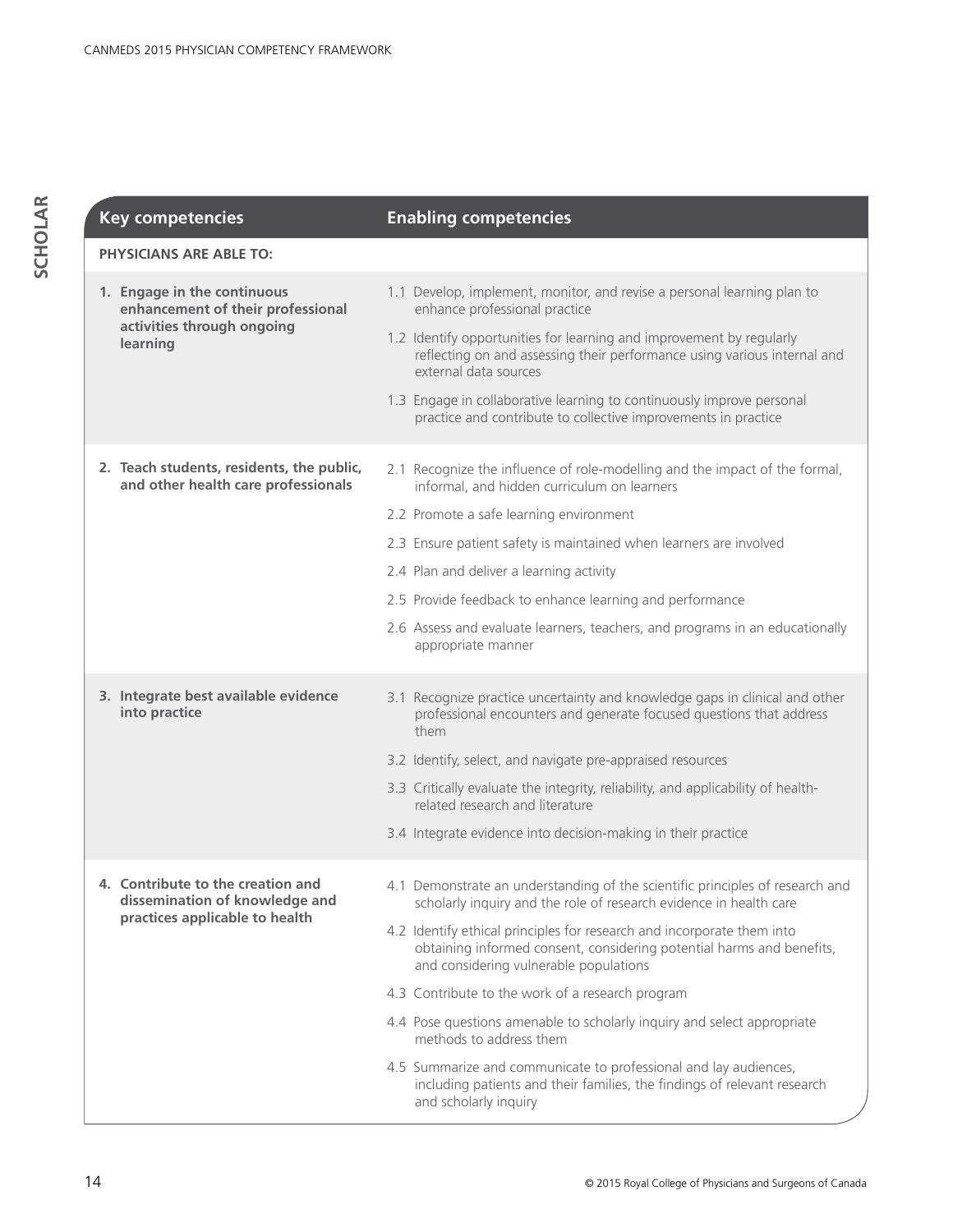| Key competencies | Enabling competencies |
|---|---|
| **PHYSICIANS ARE ABLE TO:** | |
| **1. Engage in the continuous enhancement of their professional activities through ongoing learning** | 1.1 Develop, implement, monitor, and revise a personal learning plan to enhance professional practice |
| | 1.2 Identify opportunities for learning and improvement by regularly reflecting on and assessing their performance using various internal and external data sources |
| | 1.3 Engage in collaborative learning to continuously improve personal practice and contribute to collective improvements in practice |
| **2. Teach students, residents, the public, and other health care professionals** | 2.1 Recognize the influence of role-modelling and the impact of the formal, informal, and hidden curriculum on learners |
| | 2.2 Promote a safe learning environment |
| | 2.3 Ensure patient safety is maintained when learners are involved |
| | 2.4 Plan and deliver a learning activity |
| | 2.5 Provide feedback to enhance learning and performance |
| | 2.6 Assess and evaluate learners, teachers, and programs in an educationally appropriate manner |
| **3. Integrate best available evidence into practice** | 3.1 Recognize practice uncertainty and knowledge gaps in clinical and other professional encounters and generate focused questions that address them |
| | 3.2 Identify, select, and navigate pre-appraised resources |
| | 3.3 Critically evaluate the integrity, reliability, and applicability of health-related research and literature |
| | 3.4 Integrate evidence into decision-making in their practice |
| **4. Contribute to the creation and dissemination of knowledge and practices applicable to health** | 4.1 Demonstrate an understanding of the scientific principles of research and scholarly inquiry and the role of research evidence in health care |
| | 4.2 Identify ethical principles for research and incorporate them into obtaining informed consent, considering potential harms and benefits, and considering vulnerable populations |
| | 4.3 Contribute to the work of a research program |
| | 4.4 Pose questions amenable to scholarly inquiry and select appropriate methods to address them |
| | 4.5 Summarize and communicate to professional and lay audiences, including patients and their families, the findings of relevant research and scholarly inquiry |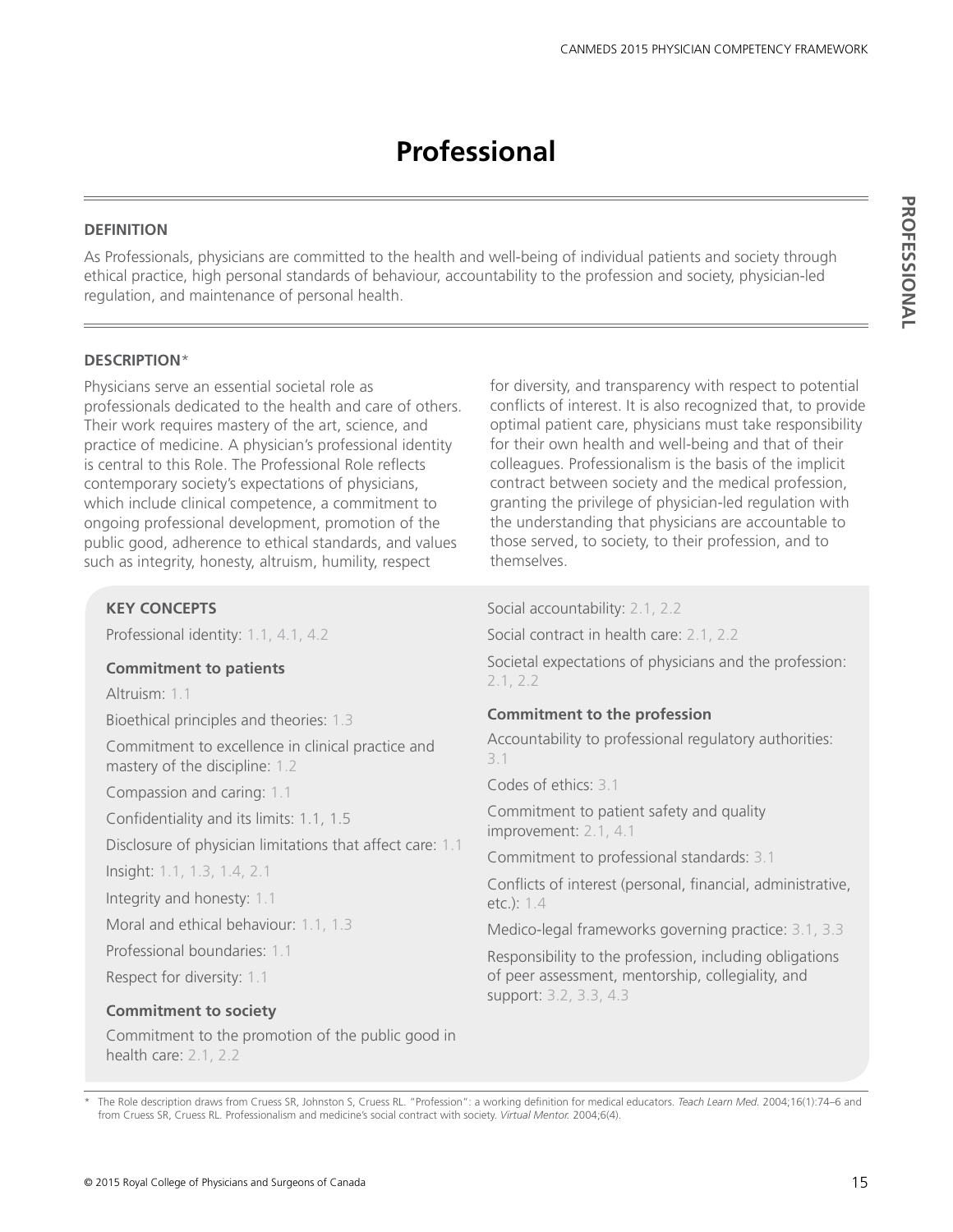# Professional

## DEFINITION

As Professionals, physicians are committed to the health and well-being of individual patients and society through ethical practice, high personal standards of behaviour, accountability to the profession and society, physician-led regulation, and maintenance of personal health.

## DESCRIPTION*

Physicians serve an essential societal role as professionals dedicated to the health and care of others. Their work requires mastery of the art, science, and practice of medicine. A physician's professional identity is central to this Role. The Professional Role reflects contemporary society's expectations of physicians, which include clinical competence, a commitment to ongoing professional development, promotion of the public good, adherence to ethical standards, and values such as integrity, honesty, altruism, humility, respect for diversity, and transparency with respect to potential conflicts of interest. It is also recognized that, to provide optimal patient care, physicians must take responsibility for their own health and well-being and that of their colleagues. Professionalism is the basis of the implicit contract between society and the medical profession, granting the privilege of physician-led regulation with the understanding that physicians are accountable to those served, to society, to their profession, and to themselves.

### KEY CONCEPTS

Professional identity: 1.1, 4.1, 4.2

**Commitment to patients**

Altruism: 1.1

Bioethical principles and theories: 1.3

Commitment to excellence in clinical practice and mastery of the discipline: 1.2

Compassion and caring: 1.1

Confidentiality and its limits: 1.1, 1.5

Disclosure of physician limitations that affect care: 1.1

Insight: 1.1, 1.3, 1.4, 2.1

Integrity and honesty: 1.1

Moral and ethical behaviour: 1.1, 1.3

Professional boundaries: 1.1

Respect for diversity: 1.1

**Commitment to society**

Commitment to the promotion of the public good in health care: 2.1, 2.2

Social accountability: 2.1, 2.2

Social contract in health care: 2.1, 2.2

Societal expectations of physicians and the profession: 2.1, 2.2

**Commitment to the profession**

Accountability to professional regulatory authorities: 3.1

Codes of ethics: 3.1

Commitment to patient safety and quality improvement: 2.1, 4.1

Commitment to professional standards: 3.1

Conflicts of interest (personal, financial, administrative, etc.): 1.4

Medico-legal frameworks governing practice: 3.1, 3.3

Responsibility to the profession, including obligations of peer assessment, mentorship, collegiality, and support: 3.2, 3.3, 4.3

\* The Role description draws from Cruess SR, Johnston S, Cruess RL. "Profession": a working definition for medical educators. *Teach Learn Med.* 2004;16(1):74–6 and from Cruess SR, Cruess RL. Professionalism and medicine's social contract with society. *Virtual Mentor.* 2004;6(4).

© 2015 Royal College of Physicians and Surgeons of Canada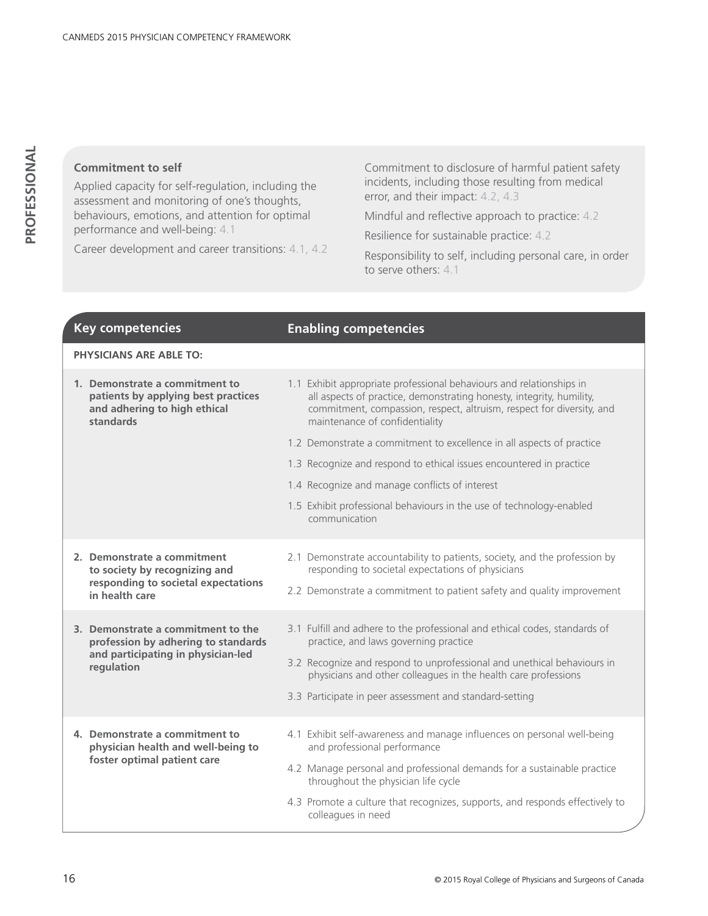**Commitment to self**

Applied capacity for self-regulation, including the assessment and monitoring of one's thoughts, behaviours, emotions, and attention for optimal performance and well-being: 4.1

Career development and career transitions: 4.1, 4.2

Commitment to disclosure of harmful patient safety incidents, including those resulting from medical error, and their impact: 4.2, 4.3

Mindful and reflective approach to practice: 4.2

Resilience for sustainable practice: 4.2

Responsibility to self, including personal care, in order to serve others: 4.1

| Key competencies | Enabling competencies |
|---|---|
| **PHYSICIANS ARE ABLE TO:** | |
| **1. Demonstrate a commitment to patients by applying best practices and adhering to high ethical standards** | 1.1 Exhibit appropriate professional behaviours and relationships in all aspects of practice, demonstrating honesty, integrity, humility, commitment, compassion, respect, altruism, respect for diversity, and maintenance of confidentiality |
| | 1.2 Demonstrate a commitment to excellence in all aspects of practice |
| | 1.3 Recognize and respond to ethical issues encountered in practice |
| | 1.4 Recognize and manage conflicts of interest |
| | 1.5 Exhibit professional behaviours in the use of technology-enabled communication |
| **2. Demonstrate a commitment to society by recognizing and responding to societal expectations in health care** | 2.1 Demonstrate accountability to patients, society, and the profession by responding to societal expectations of physicians |
| | 2.2 Demonstrate a commitment to patient safety and quality improvement |
| **3. Demonstrate a commitment to the profession by adhering to standards and participating in physician-led regulation** | 3.1 Fulfill and adhere to the professional and ethical codes, standards of practice, and laws governing practice |
| | 3.2 Recognize and respond to unprofessional and unethical behaviours in physicians and other colleagues in the health care professions |
| | 3.3 Participate in peer assessment and standard-setting |
| **4. Demonstrate a commitment to physician health and well-being to foster optimal patient care** | 4.1 Exhibit self-awareness and manage influences on personal well-being and professional performance |
| | 4.2 Manage personal and professional demands for a sustainable practice throughout the physician life cycle |
| | 4.3 Promote a culture that recognizes, supports, and responds effectively to colleagues in need |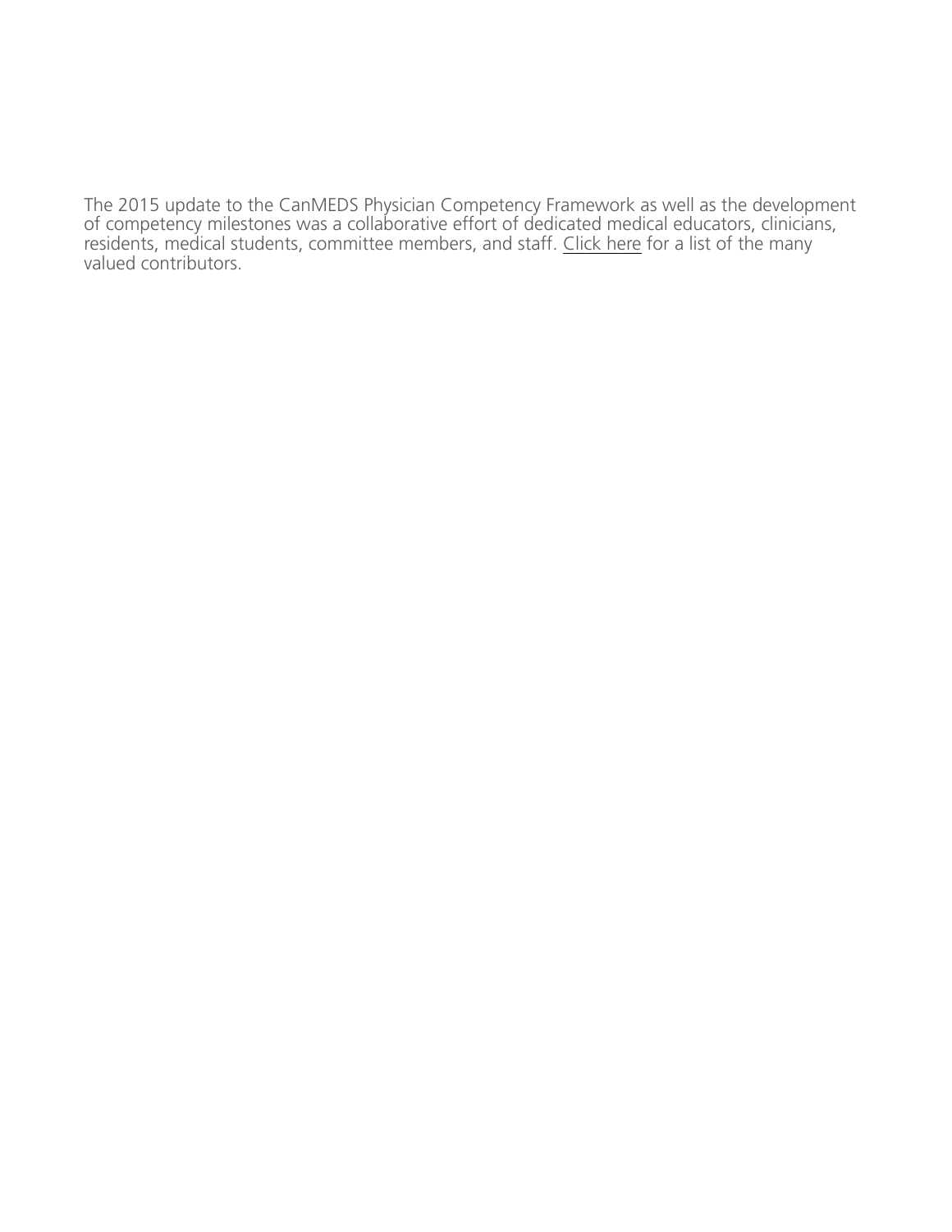The 2015 update to the CanMEDS Physician Competency Framework as well as the development of competency milestones was a collaborative effort of dedicated medical educators, clinicians, residents, medical students, committee members, and staff. Click here for a list of the many valued contributors.